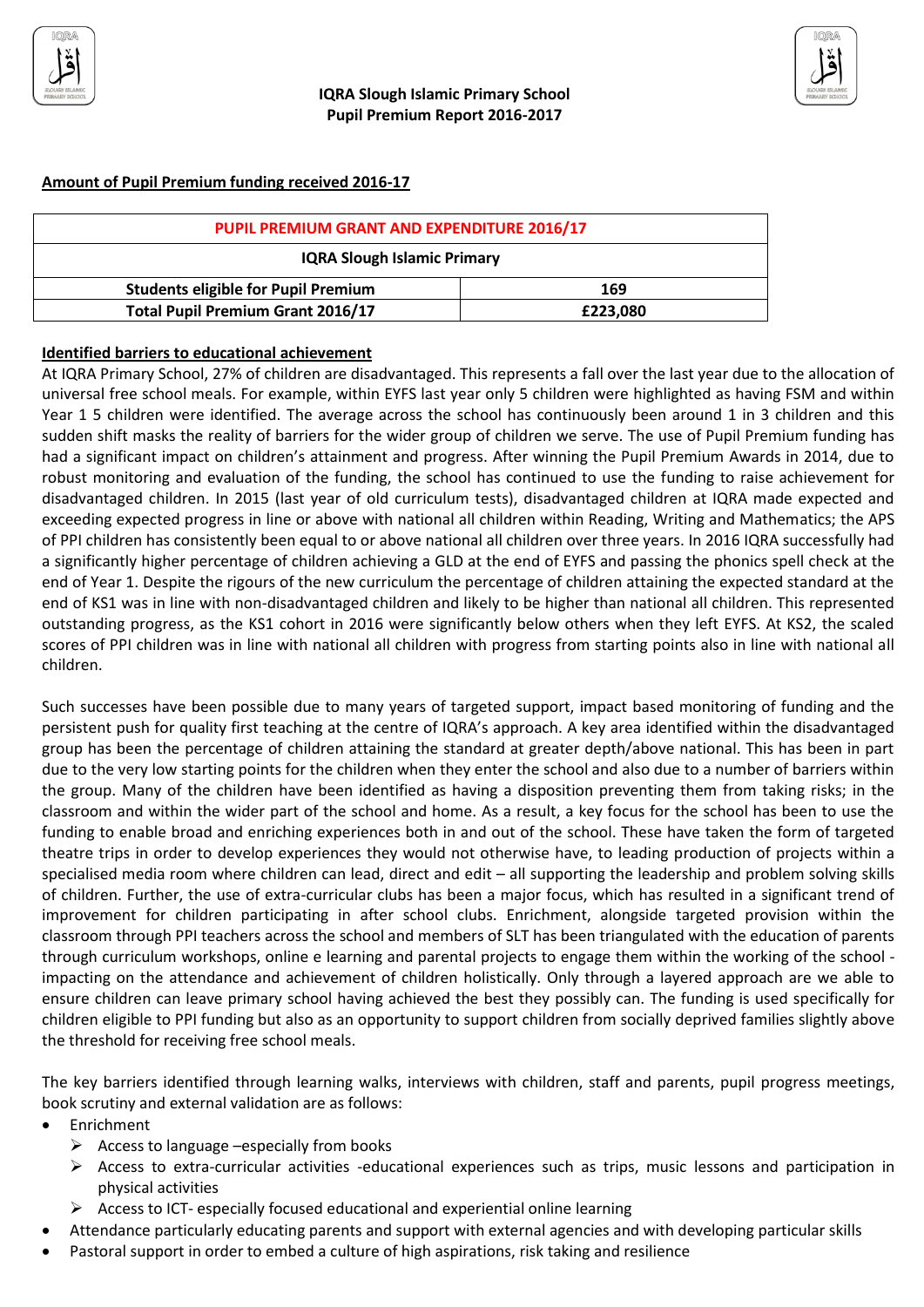# IQRA Slough Islamic Primary School
## Pupil Premium Report 2016-2017

**Amount of Pupil Premium funding received 2016-17**

| PUPIL PREMIUM GRANT AND EXPENDITURE 2016/17 | |
|---|---|
| **IQRA Slough Islamic Primary** | |
| **Students eligible for Pupil Premium** | **169** |
| **Total Pupil Premium Grant 2016/17** | **£223,080** |

**Identified barriers to educational achievement**

At IQRA Primary School, 27% of children are disadvantaged. This represents a fall over the last year due to the allocation of universal free school meals. For example, within EYFS last year only 5 children were highlighted as having FSM and within Year 1 5 children were identified. The average across the school has continuously been around 1 in 3 children and this sudden shift masks the reality of barriers for the wider group of children we serve. The use of Pupil Premium funding has had a significant impact on children's attainment and progress. After winning the Pupil Premium Awards in 2014, due to robust monitoring and evaluation of the funding, the school has continued to use the funding to raise achievement for disadvantaged children. In 2015 (last year of old curriculum tests), disadvantaged children at IQRA made expected and exceeding expected progress in line or above with national all children within Reading, Writing and Mathematics; the APS of PPI children has consistently been equal to or above national all children over three years. In 2016 IQRA successfully had a significantly higher percentage of children achieving a GLD at the end of EYFS and passing the phonics spell check at the end of Year 1. Despite the rigours of the new curriculum the percentage of children attaining the expected standard at the end of KS1 was in line with non-disadvantaged children and likely to be higher than national all children. This represented outstanding progress, as the KS1 cohort in 2016 were significantly below others when they left EYFS. At KS2, the scaled scores of PPI children was in line with national all children with progress from starting points also in line with national all children.

Such successes have been possible due to many years of targeted support, impact based monitoring of funding and the persistent push for quality first teaching at the centre of IQRA's approach. A key area identified within the disadvantaged group has been the percentage of children attaining the standard at greater depth/above national. This has been in part due to the very low starting points for the children when they enter the school and also due to a number of barriers within the group. Many of the children have been identified as having a disposition preventing them from taking risks; in the classroom and within the wider part of the school and home. As a result, a key focus for the school has been to use the funding to enable broad and enriching experiences both in and out of the school. These have taken the form of targeted theatre trips in order to develop experiences they would not otherwise have, to leading production of projects within a specialised media room where children can lead, direct and edit – all supporting the leadership and problem solving skills of children. Further, the use of extra-curricular clubs has been a major focus, which has resulted in a significant trend of improvement for children participating in after school clubs. Enrichment, alongside targeted provision within the classroom through PPI teachers across the school and members of SLT has been triangulated with the education of parents through curriculum workshops, online e learning and parental projects to engage them within the working of the school - impacting on the attendance and achievement of children holistically. Only through a layered approach are we able to ensure children can leave primary school having achieved the best they possibly can. The funding is used specifically for children eligible to PPI funding but also as an opportunity to support children from socially deprived families slightly above the threshold for receiving free school meals.

The key barriers identified through learning walks, interviews with children, staff and parents, pupil progress meetings, book scrutiny and external validation are as follows:

- Enrichment
  - Access to language –especially from books
  - Access to extra-curricular activities -educational experiences such as trips, music lessons and participation in physical activities
  - Access to ICT- especially focused educational and experiential online learning
- Attendance particularly educating parents and support with external agencies and with developing particular skills
- Pastoral support in order to embed a culture of high aspirations, risk taking and resilience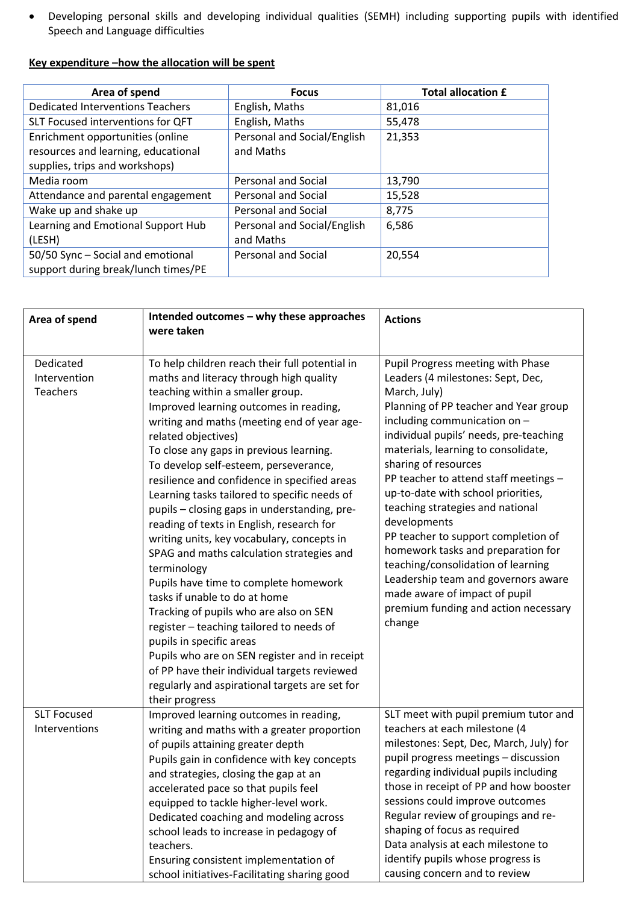- Developing personal skills and developing individual qualities (SEMH) including supporting pupils with identified Speech and Language difficulties

**Key expenditure –how the allocation will be spent**

| Area of spend | Focus | Total allocation £ |
|---|---|---|
| Dedicated Interventions Teachers | English, Maths | 81,016 |
| SLT Focused interventions for QFT | English, Maths | 55,478 |
| Enrichment opportunities (online resources and learning, educational supplies, trips and workshops) | Personal and Social/English and Maths | 21,353 |
| Media room | Personal and Social | 13,790 |
| Attendance and parental engagement | Personal and Social | 15,528 |
| Wake up and shake up | Personal and Social | 8,775 |
| Learning and Emotional Support Hub (LESH) | Personal and Social/English and Maths | 6,586 |
| 50/50 Sync – Social and emotional support during break/lunch times/PE | Personal and Social | 20,554 |

| Area of spend | Intended outcomes – why these approaches were taken | Actions |
|---|---|---|
| Dedicated Intervention Teachers | To help children reach their full potential in maths and literacy through high quality teaching within a smaller group.<br>Improved learning outcomes in reading, writing and maths (meeting end of year age-related objectives)<br>To close any gaps in previous learning.<br>To develop self-esteem, perseverance, resilience and confidence in specified areas<br>Learning tasks tailored to specific needs of pupils – closing gaps in understanding, pre-reading of texts in English, research for writing units, key vocabulary, concepts in SPAG and maths calculation strategies and terminology<br>Pupils have time to complete homework tasks if unable to do at home<br>Tracking of pupils who are also on SEN register – teaching tailored to needs of pupils in specific areas<br>Pupils who are on SEN register and in receipt of PP have their individual targets reviewed regularly and aspirational targets are set for their progress | Pupil Progress meeting with Phase Leaders (4 milestones: Sept, Dec, March, July)<br>Planning of PP teacher and Year group including communication on – individual pupils' needs, pre-teaching materials, learning to consolidate, sharing of resources<br>PP teacher to attend staff meetings – up-to-date with school priorities, teaching strategies and national developments<br>PP teacher to support completion of homework tasks and preparation for teaching/consolidation of learning<br>Leadership team and governors aware made aware of impact of pupil premium funding and action necessary change |
| SLT Focused Interventions | Improved learning outcomes in reading, writing and maths with a greater proportion of pupils attaining greater depth<br>Pupils gain in confidence with key concepts and strategies, closing the gap at an accelerated pace so that pupils feel equipped to tackle higher-level work.<br>Dedicated coaching and modeling across school leads to increase in pedagogy of teachers.<br>Ensuring consistent implementation of school initiatives-Facilitating sharing good | SLT meet with pupil premium tutor and teachers at each milestone (4 milestones: Sept, Dec, March, July) for pupil progress meetings – discussion regarding individual pupils including those in receipt of PP and how booster sessions could improve outcomes<br>Regular review of groupings and re-shaping of focus as required<br>Data analysis at each milestone to identify pupils whose progress is causing concern and to review |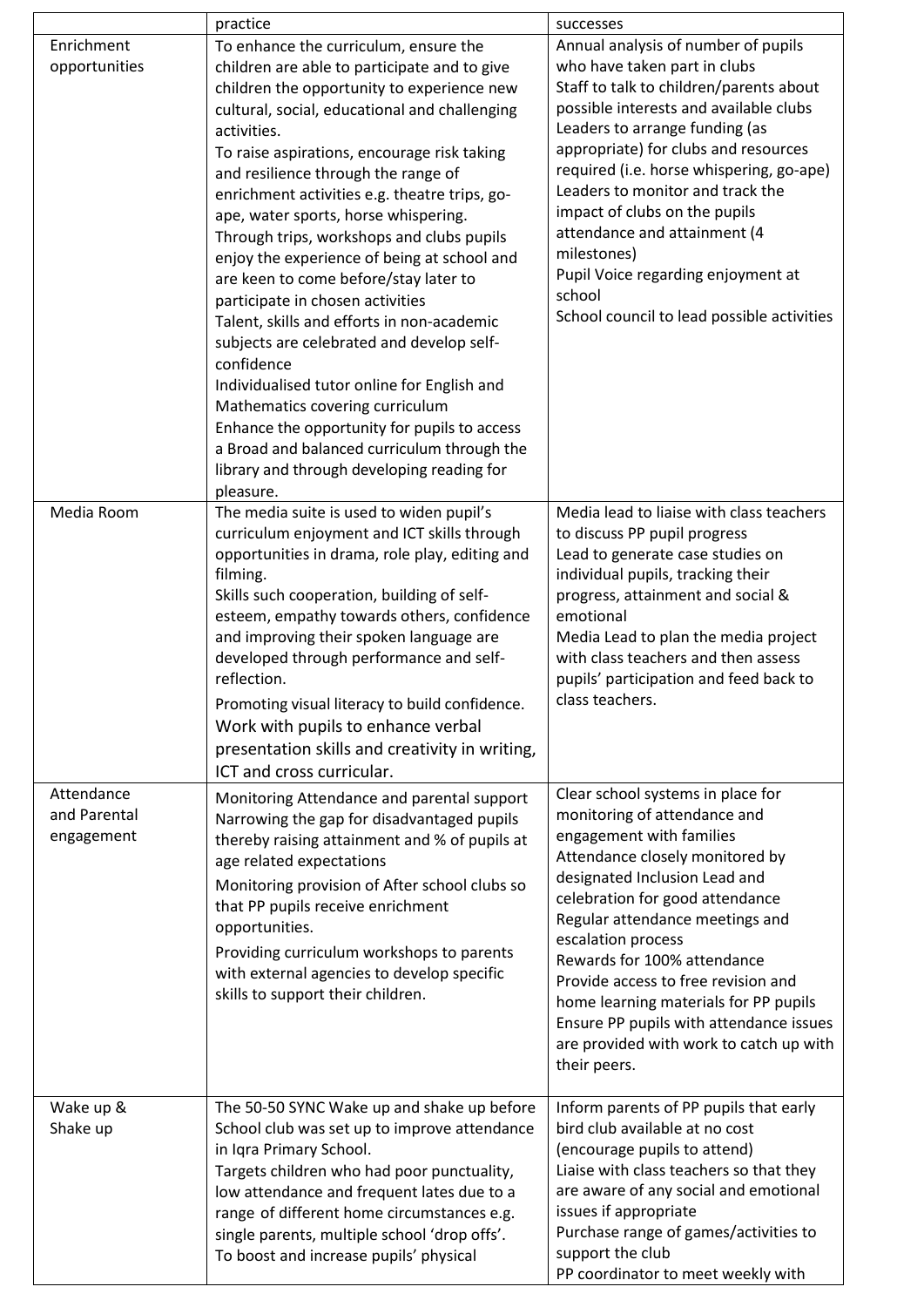| | practice | successes |
|---|---|---|
| Enrichment opportunities | To enhance the curriculum, ensure the children are able to participate and to give children the opportunity to experience new cultural, social, educational and challenging activities.<br>To raise aspirations, encourage risk taking and resilience through the range of enrichment activities e.g. theatre trips, go-ape, water sports, horse whispering.<br>Through trips, workshops and clubs pupils enjoy the experience of being at school and are keen to come before/stay later to participate in chosen activities<br>Talent, skills and efforts in non-academic subjects are celebrated and develop self-confidence<br>Individualised tutor online for English and Mathematics covering curriculum<br>Enhance the opportunity for pupils to access a Broad and balanced curriculum through the library and through developing reading for pleasure. | Annual analysis of number of pupils who have taken part in clubs<br>Staff to talk to children/parents about possible interests and available clubs<br>Leaders to arrange funding (as appropriate) for clubs and resources required (i.e. horse whispering, go-ape)<br>Leaders to monitor and track the impact of clubs on the pupils attendance and attainment (4 milestones)<br>Pupil Voice regarding enjoyment at school<br>School council to lead possible activities |
| Media Room | The media suite is used to widen pupil's curriculum enjoyment and ICT skills through opportunities in drama, role play, editing and filming.<br>Skills such cooperation, building of self-esteem, empathy towards others, confidence and improving their spoken language are developed through performance and self-reflection.<br>Promoting visual literacy to build confidence.<br>Work with pupils to enhance verbal presentation skills and creativity in writing, ICT and cross curricular. | Media lead to liaise with class teachers to discuss PP pupil progress<br>Lead to generate case studies on individual pupils, tracking their progress, attainment and social & emotional<br>Media Lead to plan the media project with class teachers and then assess pupils' participation and feed back to class teachers. |
| Attendance and Parental engagement | Monitoring Attendance and parental support<br>Narrowing the gap for disadvantaged pupils thereby raising attainment and % of pupils at age related expectations<br>Monitoring provision of After school clubs so that PP pupils receive enrichment opportunities.<br>Providing curriculum workshops to parents with external agencies to develop specific skills to support their children. | Clear school systems in place for monitoring of attendance and engagement with families<br>Attendance closely monitored by designated Inclusion Lead and celebration for good attendance<br>Regular attendance meetings and escalation process<br>Rewards for 100% attendance<br>Provide access to free revision and home learning materials for PP pupils<br>Ensure PP pupils with attendance issues are provided with work to catch up with their peers. |
| Wake up & Shake up | The 50-50 SYNC Wake up and shake up before School club was set up to improve attendance in Iqra Primary School.<br>Targets children who had poor punctuality, low attendance and frequent lates due to a range of different home circumstances e.g. single parents, multiple school 'drop offs'.<br>To boost and increase pupils' physical | Inform parents of PP pupils that early bird club available at no cost (encourage pupils to attend)<br>Liaise with class teachers so that they are aware of any social and emotional issues if appropriate<br>Purchase range of games/activities to support the club<br>PP coordinator to meet weekly with |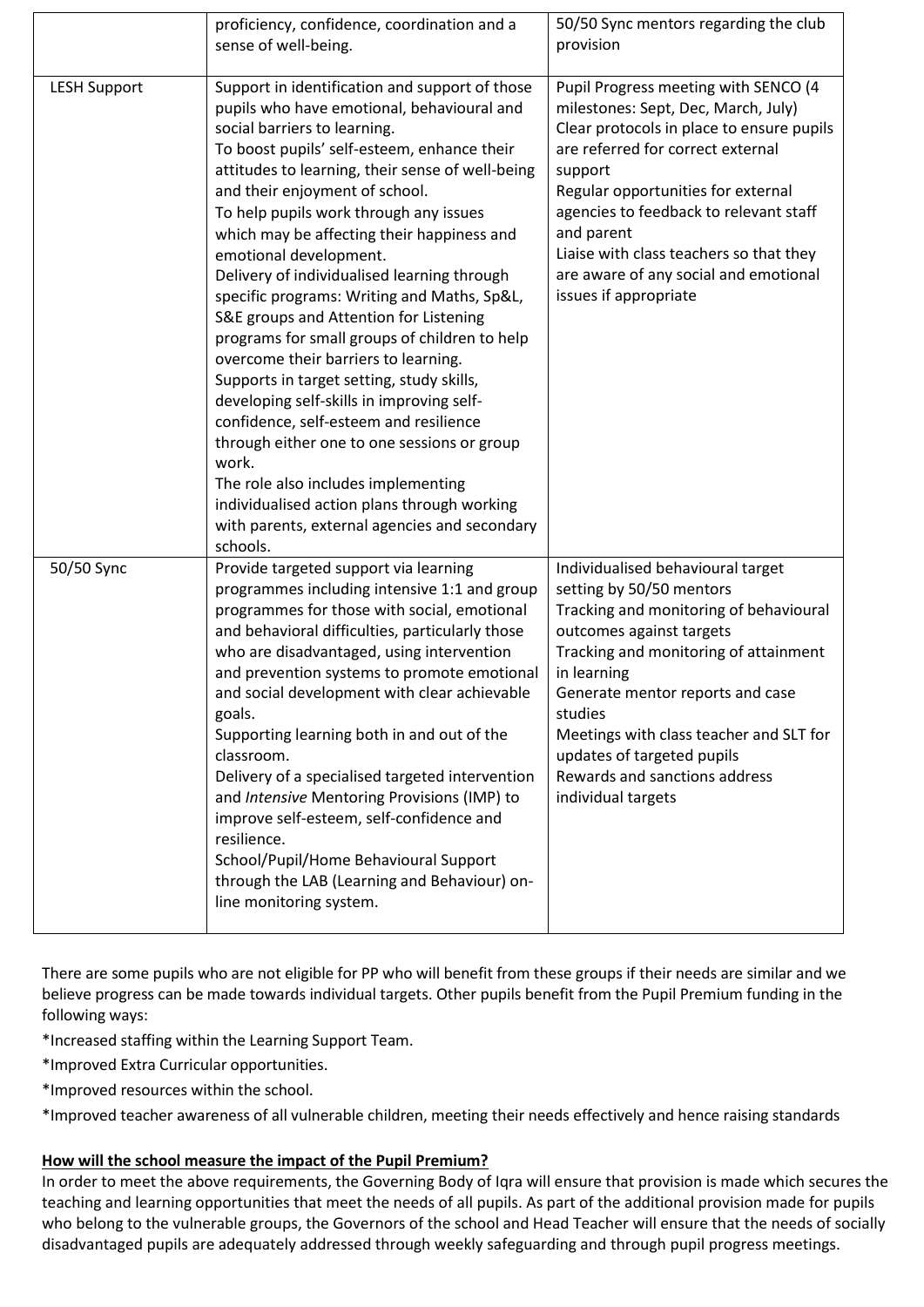| | | |
|---|---|---|
| | proficiency, confidence, coordination and a sense of well-being. | 50/50 Sync mentors regarding the club provision |
| LESH Support | Support in identification and support of those pupils who have emotional, behavioural and social barriers to learning.<br>To boost pupils' self-esteem, enhance their attitudes to learning, their sense of well-being and their enjoyment of school.<br>To help pupils work through any issues which may be affecting their happiness and emotional development.<br>Delivery of individualised learning through specific programs: Writing and Maths, Sp&L, S&E groups and Attention for Listening programs for small groups of children to help overcome their barriers to learning.<br>Supports in target setting, study skills, developing self-skills in improving self-confidence, self-esteem and resilience through either one to one sessions or group work.<br>The role also includes implementing individualised action plans through working with parents, external agencies and secondary schools. | Pupil Progress meeting with SENCO (4 milestones: Sept, Dec, March, July)<br>Clear protocols in place to ensure pupils are referred for correct external support<br>Regular opportunities for external agencies to feedback to relevant staff and parent<br>Liaise with class teachers so that they are aware of any social and emotional issues if appropriate |
| 50/50 Sync | Provide targeted support via learning programmes including intensive 1:1 and group programmes for those with social, emotional and behavioral difficulties, particularly those who are disadvantaged, using intervention and prevention systems to promote emotional and social development with clear achievable goals.<br>Supporting learning both in and out of the classroom.<br>Delivery of a specialised targeted intervention and *Intensive* Mentoring Provisions (IMP) to improve self-esteem, self-confidence and resilience.<br>School/Pupil/Home Behavioural Support through the LAB (Learning and Behaviour) on-line monitoring system. | Individualised behavioural target setting by 50/50 mentors<br>Tracking and monitoring of behavioural outcomes against targets<br>Tracking and monitoring of attainment in learning<br>Generate mentor reports and case studies<br>Meetings with class teacher and SLT for updates of targeted pupils<br>Rewards and sanctions address individual targets |

There are some pupils who are not eligible for PP who will benefit from these groups if their needs are similar and we believe progress can be made towards individual targets. Other pupils benefit from the Pupil Premium funding in the following ways:

*Increased staffing within the Learning Support Team.

*Improved Extra Curricular opportunities.

*Improved resources within the school.

*Improved teacher awareness of all vulnerable children, meeting their needs effectively and hence raising standards

**How will the school measure the impact of the Pupil Premium?**

In order to meet the above requirements, the Governing Body of Iqra will ensure that provision is made which secures the teaching and learning opportunities that meet the needs of all pupils. As part of the additional provision made for pupils who belong to the vulnerable groups, the Governors of the school and Head Teacher will ensure that the needs of socially disadvantaged pupils are adequately addressed through weekly safeguarding and through pupil progress meetings.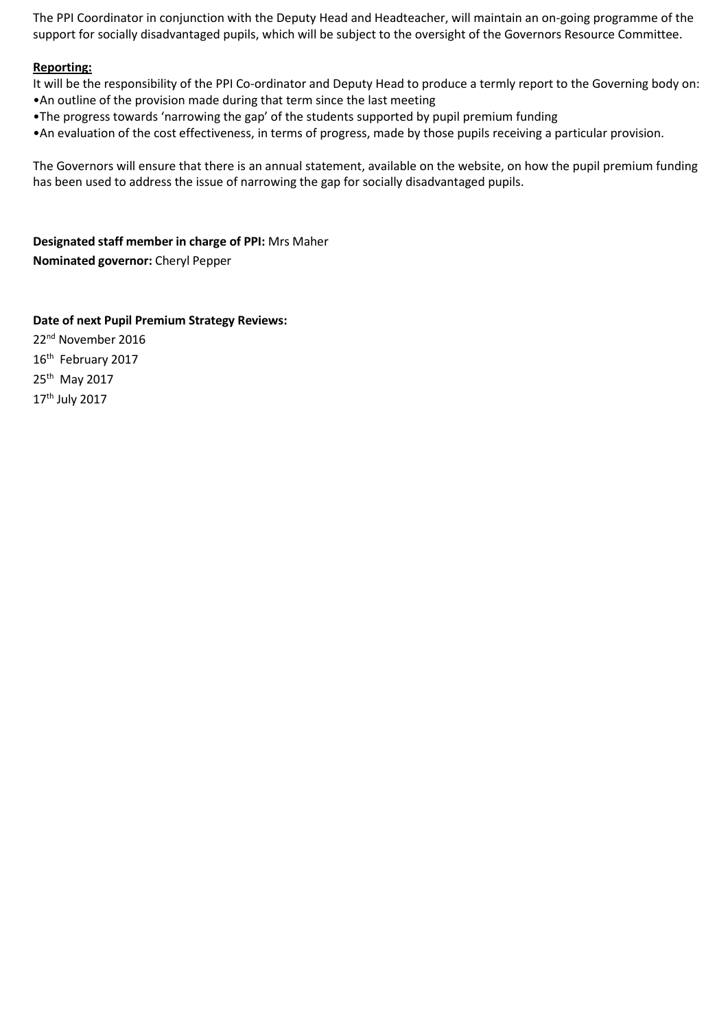The PPI Coordinator in conjunction with the Deputy Head and Headteacher, will maintain an on-going programme of the support for socially disadvantaged pupils, which will be subject to the oversight of the Governors Resource Committee.

**Reporting:**

It will be the responsibility of the PPI Co-ordinator and Deputy Head to produce a termly report to the Governing body on:

- An outline of the provision made during that term since the last meeting
- The progress towards 'narrowing the gap' of the students supported by pupil premium funding
- An evaluation of the cost effectiveness, in terms of progress, made by those pupils receiving a particular provision.

The Governors will ensure that there is an annual statement, available on the website, on how the pupil premium funding has been used to address the issue of narrowing the gap for socially disadvantaged pupils.

**Designated staff member in charge of PPI:** Mrs Maher

**Nominated governor:** Cheryl Pepper

**Date of next Pupil Premium Strategy Reviews:**

22nd November 2016

16th February 2017

25th May 2017

17th July 2017